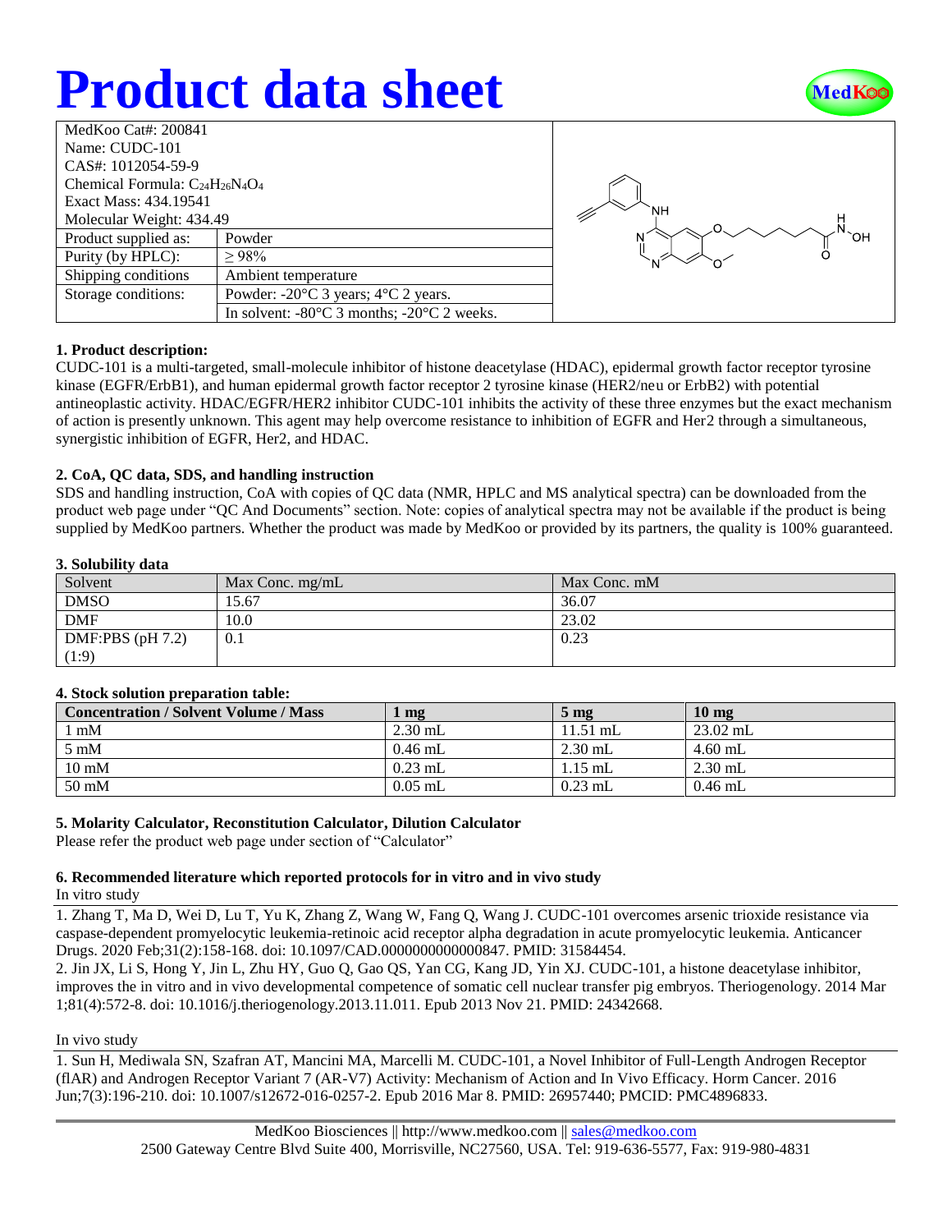# Product data sheet

| MedKoo Cat#: 200841 | |
|---|---|
| Name: CUDC-101 | |
| CAS#: 1012054-59-9 | |
| Chemical Formula: $C_{24}H_{26}N_4O_4$ | |
| Exact Mass: 434.19541 | |
| Molecular Weight: 434.49 | |
| Product supplied as: | Powder |
| Purity (by HPLC): | ≥ 98% |
| Shipping conditions | Ambient temperature |
| Storage conditions: | Powder: -20°C 3 years; 4°C 2 years. |
| | In solvent: -80°C 3 months; -20°C 2 weeks. |

### 1. Product description:

CUDC-101 is a multi-targeted, small-molecule inhibitor of histone deacetylase (HDAC), epidermal growth factor receptor tyrosine kinase (EGFR/ErbB1), and human epidermal growth factor receptor 2 tyrosine kinase (HER2/neu or ErbB2) with potential antineoplastic activity. HDAC/EGFR/HER2 inhibitor CUDC-101 inhibits the activity of these three enzymes but the exact mechanism of action is presently unknown. This agent may help overcome resistance to inhibition of EGFR and Her2 through a simultaneous, synergistic inhibition of EGFR, Her2, and HDAC.

### 2. CoA, QC data, SDS, and handling instruction

SDS and handling instruction, CoA with copies of QC data (NMR, HPLC and MS analytical spectra) can be downloaded from the product web page under "QC And Documents" section. Note: copies of analytical spectra may not be available if the product is being supplied by MedKoo partners. Whether the product was made by MedKoo or provided by its partners, the quality is 100% guaranteed.

### 3. Solubility data

| Solvent | Max Conc. mg/mL | Max Conc. mM |
|---|---|---|
| DMSO | 15.67 | 36.07 |
| DMF | 10.0 | 23.02 |
| DMF:PBS (pH 7.2) (1:9) | 0.1 | 0.23 |

### 4. Stock solution preparation table:

| Concentration / Solvent Volume / Mass | 1 mg | 5 mg | 10 mg |
|---|---|---|---|
| 1 mM | 2.30 mL | 11.51 mL | 23.02 mL |
| 5 mM | 0.46 mL | 2.30 mL | 4.60 mL |
| 10 mM | 0.23 mL | 1.15 mL | 2.30 mL |
| 50 mM | 0.05 mL | 0.23 mL | 0.46 mL |

### 5. Molarity Calculator, Reconstitution Calculator, Dilution Calculator

Please refer the product web page under section of "Calculator"

### 6. Recommended literature which reported protocols for in vitro and in vivo study

In vitro study

1. Zhang T, Ma D, Wei D, Lu T, Yu K, Zhang Z, Wang W, Fang Q, Wang J. CUDC-101 overcomes arsenic trioxide resistance via caspase-dependent promyelocytic leukemia-retinoic acid receptor alpha degradation in acute promyelocytic leukemia. Anticancer Drugs. 2020 Feb;31(2):158-168. doi: 10.1097/CAD.0000000000000847. PMID: 31584454.
2. Jin JX, Li S, Hong Y, Jin L, Zhu HY, Guo Q, Gao QS, Yan CG, Kang JD, Yin XJ. CUDC-101, a histone deacetylase inhibitor, improves the in vitro and in vivo developmental competence of somatic cell nuclear transfer pig embryos. Theriogenology. 2014 Mar 1;81(4):572-8. doi: 10.1016/j.theriogenology.2013.11.011. Epub 2013 Nov 21. PMID: 24342668.

In vivo study

1. Sun H, Mediwala SN, Szafran AT, Mancini MA, Marcelli M. CUDC-101, a Novel Inhibitor of Full-Length Androgen Receptor (flAR) and Androgen Receptor Variant 7 (AR-V7) Activity: Mechanism of Action and In Vivo Efficacy. Horm Cancer. 2016 Jun;7(3):196-210. doi: 10.1007/s12672-016-0257-2. Epub 2016 Mar 8. PMID: 26957440; PMCID: PMC4896833.

MedKoo Biosciences || http://www.medkoo.com || sales@medkoo.com
2500 Gateway Centre Blvd Suite 400, Morrisville, NC27560, USA. Tel: 919-636-5577, Fax: 919-980-4831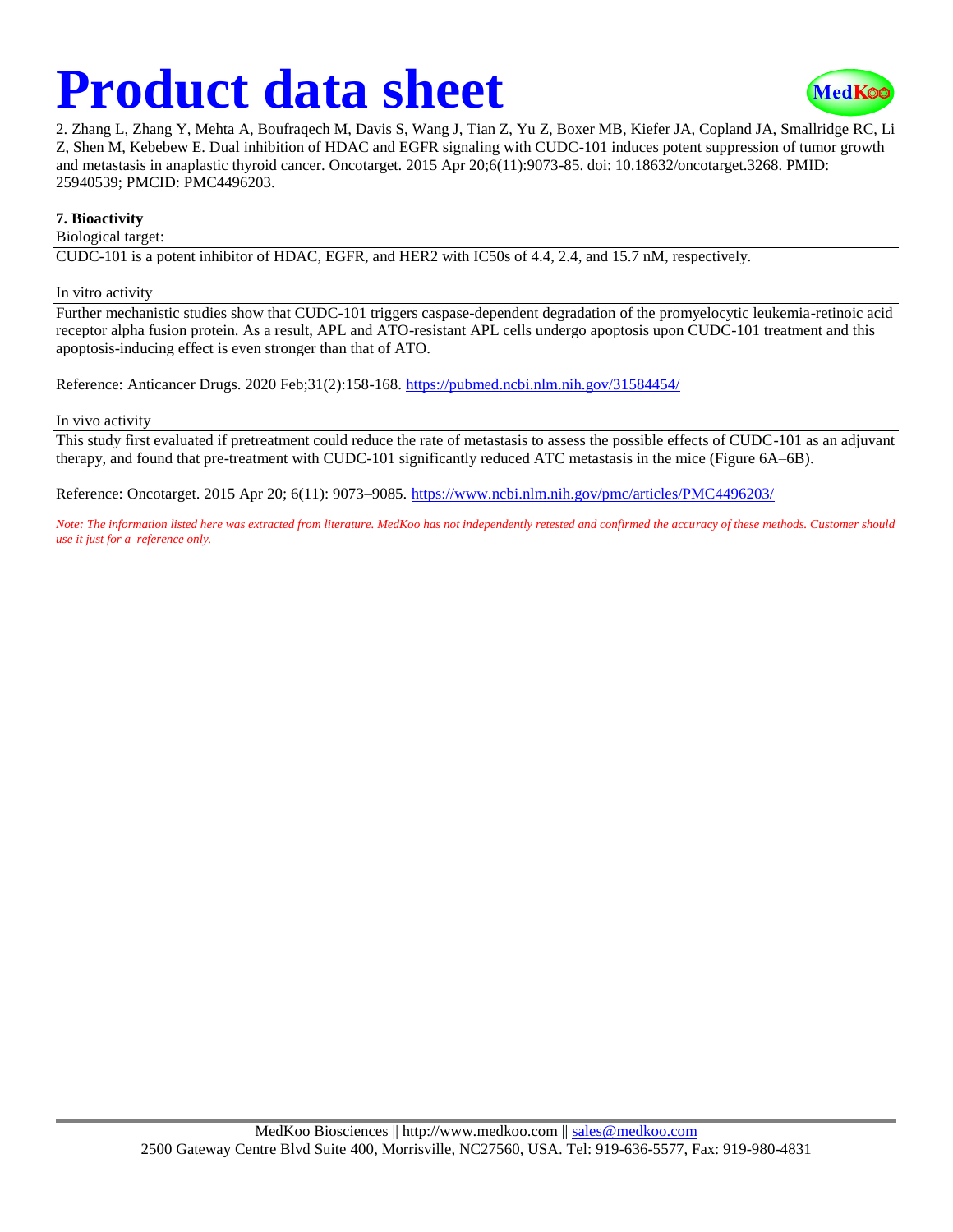2. Zhang L, Zhang Y, Mehta A, Boufraqech M, Davis S, Wang J, Tian Z, Yu Z, Boxer MB, Kiefer JA, Copland JA, Smallridge RC, Li Z, Shen M, Kebebew E. Dual inhibition of HDAC and EGFR signaling with CUDC-101 induces potent suppression of tumor growth and metastasis in anaplastic thyroid cancer. Oncotarget. 2015 Apr 20;6(11):9073-85. doi: 10.18632/oncotarget.3268. PMID: 25940539; PMCID: PMC4496203.

### 7. Bioactivity

Biological target:

CUDC-101 is a potent inhibitor of HDAC, EGFR, and HER2 with IC50s of 4.4, 2.4, and 15.7 nM, respectively.

In vitro activity

Further mechanistic studies show that CUDC-101 triggers caspase-dependent degradation of the promyelocytic leukemia-retinoic acid receptor alpha fusion protein. As a result, APL and ATO-resistant APL cells undergo apoptosis upon CUDC-101 treatment and this apoptosis-inducing effect is even stronger than that of ATO.

Reference: Anticancer Drugs. 2020 Feb;31(2):158-168. https://pubmed.ncbi.nlm.nih.gov/31584454/

In vivo activity

This study first evaluated if pretreatment could reduce the rate of metastasis to assess the possible effects of CUDC-101 as an adjuvant therapy, and found that pre-treatment with CUDC-101 significantly reduced ATC metastasis in the mice (Figure 6A–6B).

Reference: Oncotarget. 2015 Apr 20; 6(11): 9073–9085. https://www.ncbi.nlm.nih.gov/pmc/articles/PMC4496203/

*Note: The information listed here was extracted from literature. MedKoo has not independently retested and confirmed the accuracy of these methods. Customer should use it just for a reference only.*